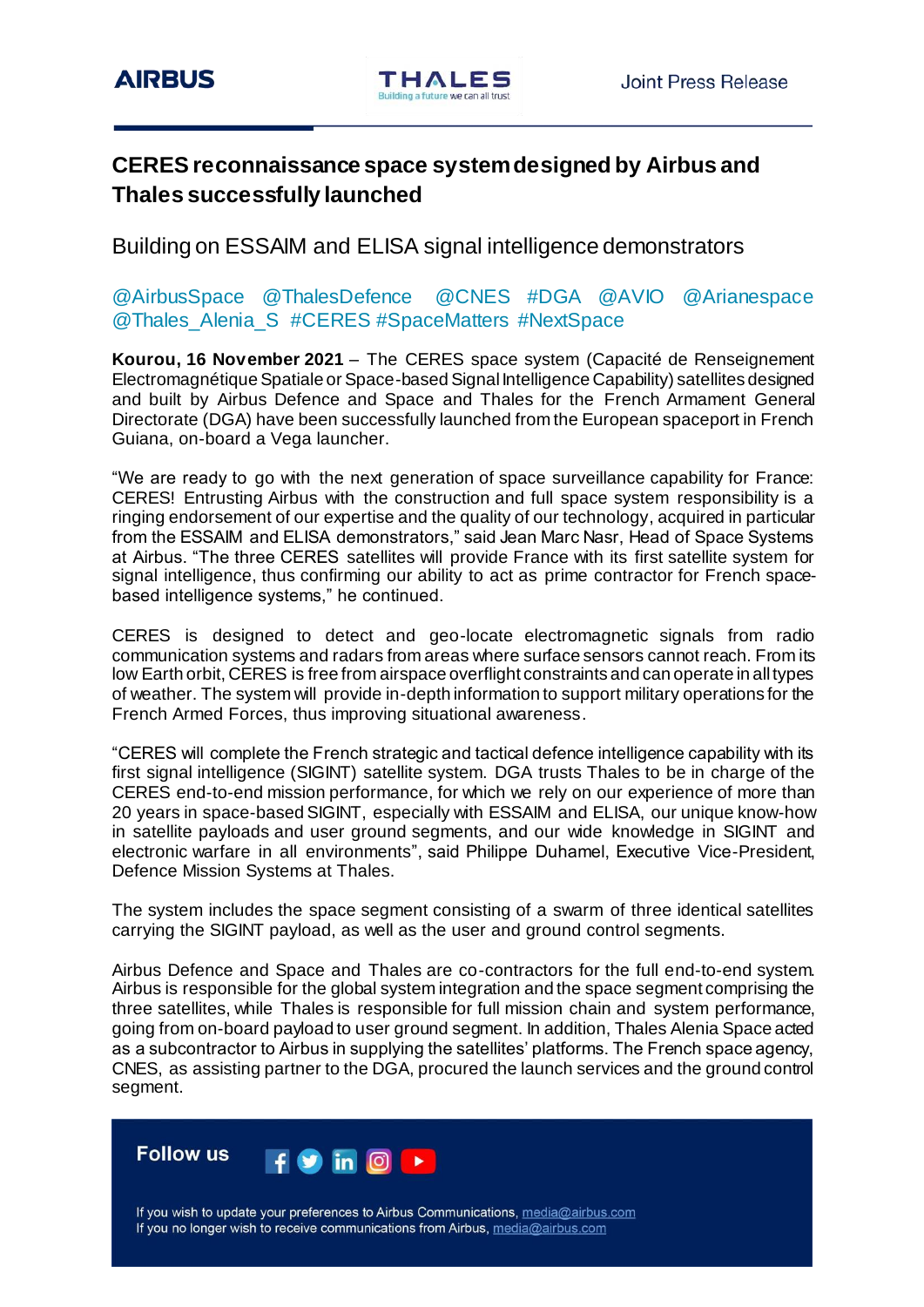AIRBUS

THALES
Building a future we can all trust

Joint Press Release

# CERES reconnaissance space system designed by Airbus and Thales successfully launched

## Building on ESSAIM and ELISA signal intelligence demonstrators

@AirbusSpace @ThalesDefence @CNES #DGA @AVIO @Arianespace @Thales_Alenia_S #CERES #SpaceMatters #NextSpace

**Kourou, 16 November 2021** – The CERES space system (Capacité de Renseignement Electromagnétique Spatiale or Space-based Signal Intelligence Capability) satellites designed and built by Airbus Defence and Space and Thales for the French Armament General Directorate (DGA) have been successfully launched from the European spaceport in French Guiana, on-board a Vega launcher.

"We are ready to go with the next generation of space surveillance capability for France: CERES! Entrusting Airbus with the construction and full space system responsibility is a ringing endorsement of our expertise and the quality of our technology, acquired in particular from the ESSAIM and ELISA demonstrators," said Jean Marc Nasr, Head of Space Systems at Airbus. "The three CERES satellites will provide France with its first satellite system for signal intelligence, thus confirming our ability to act as prime contractor for French space-based intelligence systems," he continued.

CERES is designed to detect and geo-locate electromagnetic signals from radio communication systems and radars from areas where surface sensors cannot reach. From its low Earth orbit, CERES is free from airspace overflight constraints and can operate in all types of weather. The system will provide in-depth information to support military operations for the French Armed Forces, thus improving situational awareness.

"CERES will complete the French strategic and tactical defence intelligence capability with its first signal intelligence (SIGINT) satellite system. DGA trusts Thales to be in charge of the CERES end-to-end mission performance, for which we rely on our experience of more than 20 years in space-based SIGINT, especially with ESSAIM and ELISA, our unique know-how in satellite payloads and user ground segments, and our wide knowledge in SIGINT and electronic warfare in all environments", said Philippe Duhamel, Executive Vice-President, Defence Mission Systems at Thales.

The system includes the space segment consisting of a swarm of three identical satellites carrying the SIGINT payload, as well as the user and ground control segments.

Airbus Defence and Space and Thales are co-contractors for the full end-to-end system. Airbus is responsible for the global system integration and the space segment comprising the three satellites, while Thales is responsible for full mission chain and system performance, going from on-board payload to user ground segment. In addition, Thales Alenia Space acted as a subcontractor to Airbus in supplying the satellites' platforms. The French space agency, CNES, as assisting partner to the DGA, procured the launch services and the ground control segment.

**Follow us**

If you wish to update your preferences to Airbus Communications, media@airbus.com
If you no longer wish to receive communications from Airbus, media@airbus.com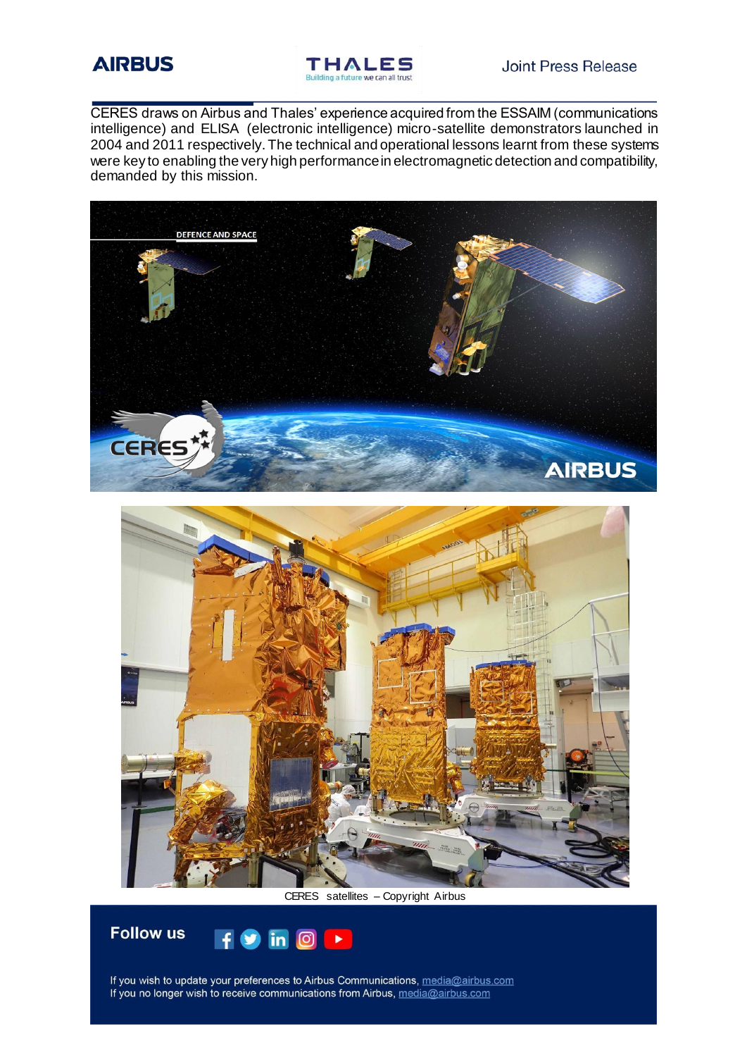CERES draws on Airbus and Thales' experience acquired from the ESSAIM (communications intelligence) and ELISA (electronic intelligence) micro-satellite demonstrators launched in 2004 and 2011 respectively. The technical and operational lessons learnt from these systems were key to enabling the very high performance in electromagnetic detection and compatibility, demanded by this mission.

CERES satellites – Copyright Airbus

**Follow us**

If you wish to update your preferences to Airbus Communications, media@airbus.com
If you no longer wish to receive communications from Airbus, media@airbus.com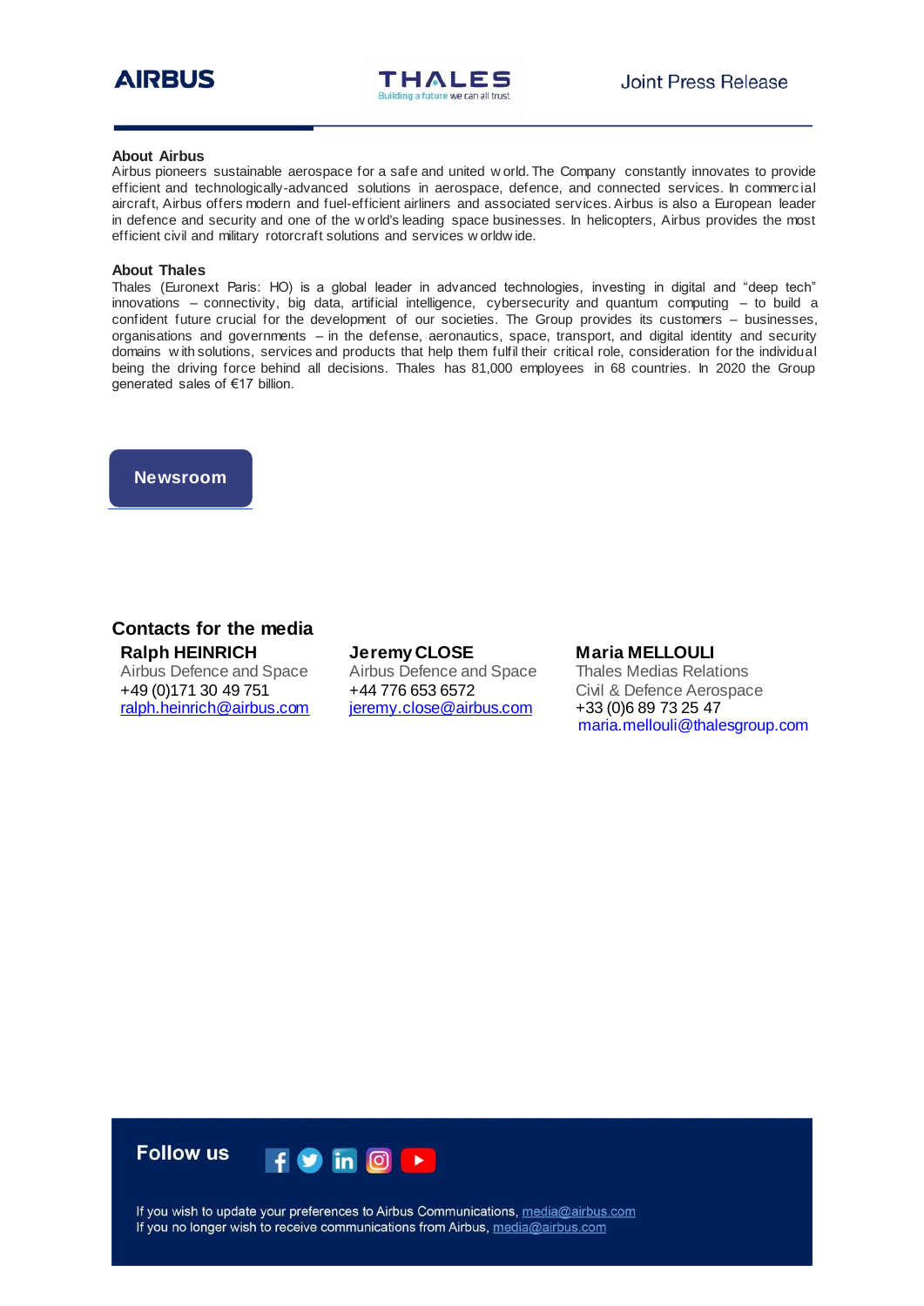**About Airbus**
Airbus pioneers sustainable aerospace for a safe and united world. The Company constantly innovates to provide efficient and technologically-advanced solutions in aerospace, defence, and connected services. In commercial aircraft, Airbus offers modern and fuel-efficient airliners and associated services. Airbus is also a European leader in defence and security and one of the world's leading space businesses. In helicopters, Airbus provides the most efficient civil and military rotorcraft solutions and services worldwide.

**About Thales**
Thales (Euronext Paris: HO) is a global leader in advanced technologies, investing in digital and "deep tech" innovations – connectivity, big data, artificial intelligence, cybersecurity and quantum computing – to build a confident future crucial for the development of our societies. The Group provides its customers – businesses, organisations and governments – in the defense, aeronautics, space, transport, and digital identity and security domains with solutions, services and products that help them fulfil their critical role, consideration for the individual being the driving force behind all decisions. Thales has 81,000 employees in 68 countries. In 2020 the Group generated sales of €17 billion.

Newsroom

## Contacts for the media

**Ralph HEINRICH**
Airbus Defence and Space
+49 (0)171 30 49 751
ralph.heinrich@airbus.com

**Jeremy CLOSE**
Airbus Defence and Space
+44 776 653 6572
jeremy.close@airbus.com

**Maria MELLOULI**
Thales Medias Relations
Civil & Defence Aerospace
+33 (0)6 89 73 25 47
maria.mellouli@thalesgroup.com

**Follow us**

If you wish to update your preferences to Airbus Communications, media@airbus.com
If you no longer wish to receive communications from Airbus, media@airbus.com